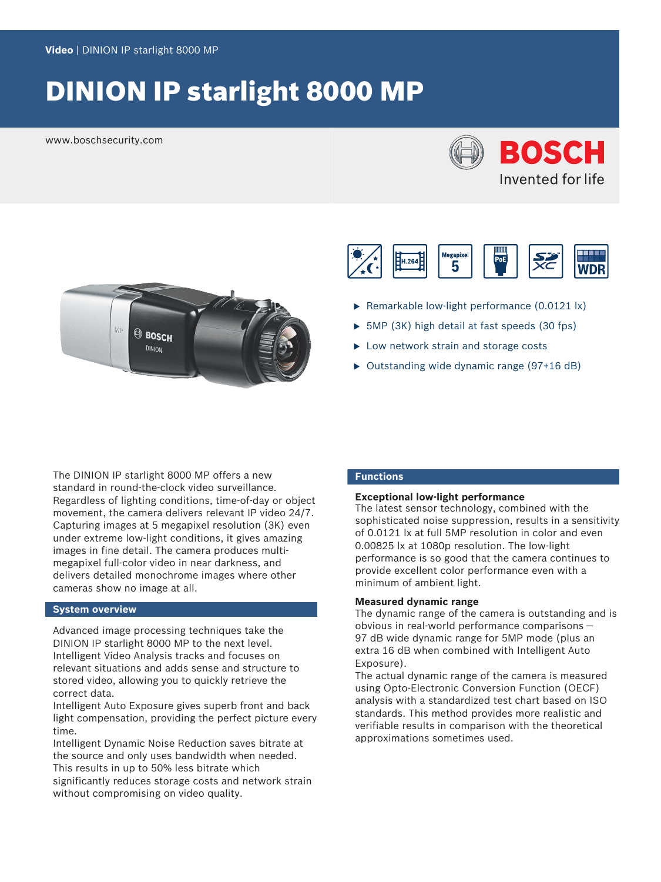Video | DINION IP starlight 8000 MP

# DINION IP starlight 8000 MP

www.boschsecurity.com

- Remarkable low-light performance (0.0121 lx)
- 5MP (3K) high detail at fast speeds (30 fps)
- Low network strain and storage costs
- Outstanding wide dynamic range (97+16 dB)

The DINION IP starlight 8000 MP offers a new standard in round-the-clock video surveillance. Regardless of lighting conditions, time-of-day or object movement, the camera delivers relevant IP video 24/7. Capturing images at 5 megapixel resolution (3K) even under extreme low-light conditions, it gives amazing images in fine detail. The camera produces multi-megapixel full-color video in near darkness, and delivers detailed monochrome images where other cameras show no image at all.

## System overview

Advanced image processing techniques take the DINION IP starlight 8000 MP to the next level.
Intelligent Video Analysis tracks and focuses on relevant situations and adds sense and structure to stored video, allowing you to quickly retrieve the correct data.
Intelligent Auto Exposure gives superb front and back light compensation, providing the perfect picture every time.
Intelligent Dynamic Noise Reduction saves bitrate at the source and only uses bandwidth when needed.
This results in up to 50% less bitrate which significantly reduces storage costs and network strain without compromising on video quality.

## Functions

### Exceptional low-light performance

The latest sensor technology, combined with the sophisticated noise suppression, results in a sensitivity of 0.0121 lx at full 5MP resolution in color and even 0.00825 lx at 1080p resolution. The low-light performance is so good that the camera continues to provide excellent color performance even with a minimum of ambient light.

### Measured dynamic range

The dynamic range of the camera is outstanding and is obvious in real-world performance comparisons – 97 dB wide dynamic range for 5MP mode (plus an extra 16 dB when combined with Intelligent Auto Exposure).
The actual dynamic range of the camera is measured using Opto-Electronic Conversion Function (OECF) analysis with a standardized test chart based on ISO standards. This method provides more realistic and verifiable results in comparison with the theoretical approximations sometimes used.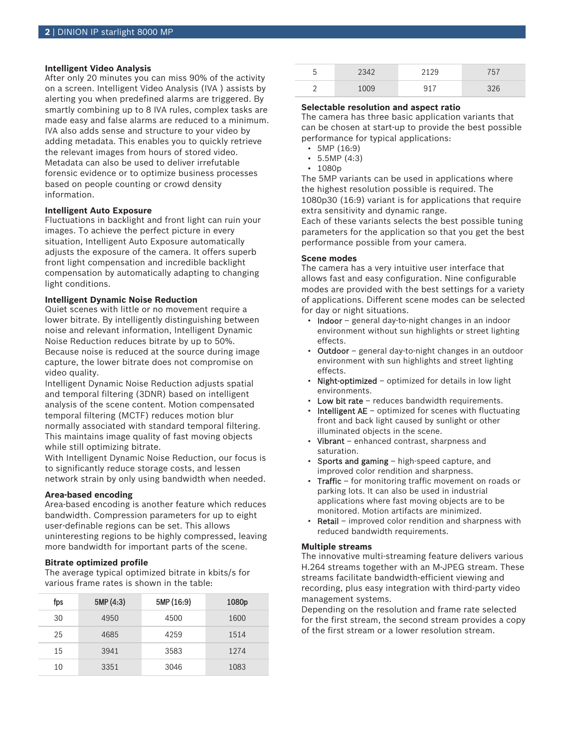### Intelligent Video Analysis

After only 20 minutes you can miss 90% of the activity on a screen. Intelligent Video Analysis (IVA ) assists by alerting you when predefined alarms are triggered. By smartly combining up to 8 IVA rules, complex tasks are made easy and false alarms are reduced to a minimum. IVA also adds sense and structure to your video by adding metadata. This enables you to quickly retrieve the relevant images from hours of stored video. Metadata can also be used to deliver irrefutable forensic evidence or to optimize business processes based on people counting or crowd density information.

### Intelligent Auto Exposure

Fluctuations in backlight and front light can ruin your images. To achieve the perfect picture in every situation, Intelligent Auto Exposure automatically adjusts the exposure of the camera. It offers superb front light compensation and incredible backlight compensation by automatically adapting to changing light conditions.

### Intelligent Dynamic Noise Reduction

Quiet scenes with little or no movement require a lower bitrate. By intelligently distinguishing between noise and relevant information, Intelligent Dynamic Noise Reduction reduces bitrate by up to 50%. Because noise is reduced at the source during image capture, the lower bitrate does not compromise on video quality.

Intelligent Dynamic Noise Reduction adjusts spatial and temporal filtering (3DNR) based on intelligent analysis of the scene content. Motion compensated temporal filtering (MCTF) reduces motion blur normally associated with standard temporal filtering. This maintains image quality of fast moving objects while still optimizing bitrate.

With Intelligent Dynamic Noise Reduction, our focus is to significantly reduce storage costs, and lessen network strain by only using bandwidth when needed.

### Area-based encoding

Area-based encoding is another feature which reduces bandwidth. Compression parameters for up to eight user-definable regions can be set. This allows uninteresting regions to be highly compressed, leaving more bandwidth for important parts of the scene.

### Bitrate optimized profile

The average typical optimized bitrate in kbits/s for various frame rates is shown in the table:

| fps | 5MP (4:3) | 5MP (16:9) | 1080p |
|---|---|---|---|
| 30 | 4950 | 4500 | 1600 |
| 25 | 4685 | 4259 | 1514 |
| 15 | 3941 | 3583 | 1274 |
| 10 | 3351 | 3046 | 1083 |
| 5 | 2342 | 2129 | 757 |
| 2 | 1009 | 917 | 326 |

### Selectable resolution and aspect ratio

The camera has three basic application variants that can be chosen at start-up to provide the best possible performance for typical applications:

- 5MP (16:9)
- 5.5MP (4:3)
- 1080p

The 5MP variants can be used in applications where the highest resolution possible is required. The 1080p30 (16:9) variant is for applications that require extra sensitivity and dynamic range.

Each of these variants selects the best possible tuning parameters for the application so that you get the best performance possible from your camera.

### Scene modes

The camera has a very intuitive user interface that allows fast and easy configuration. Nine configurable modes are provided with the best settings for a variety of applications. Different scene modes can be selected for day or night situations.

- Indoor – general day-to-night changes in an indoor environment without sun highlights or street lighting effects.
- Outdoor – general day-to-night changes in an outdoor environment with sun highlights and street lighting effects.
- Night-optimized – optimized for details in low light environments.
- Low bit rate – reduces bandwidth requirements.
- Intelligent AE – optimized for scenes with fluctuating front and back light caused by sunlight or other illuminated objects in the scene.
- Vibrant – enhanced contrast, sharpness and saturation.
- Sports and gaming – high-speed capture, and improved color rendition and sharpness.
- Traffic – for monitoring traffic movement on roads or parking lots. It can also be used in industrial applications where fast moving objects are to be monitored. Motion artifacts are minimized.
- Retail – improved color rendition and sharpness with reduced bandwidth requirements.

### Multiple streams

The innovative multi-streaming feature delivers various H.264 streams together with an M-JPEG stream. These streams facilitate bandwidth-efficient viewing and recording, plus easy integration with third-party video management systems.

Depending on the resolution and frame rate selected for the first stream, the second stream provides a copy of the first stream or a lower resolution stream.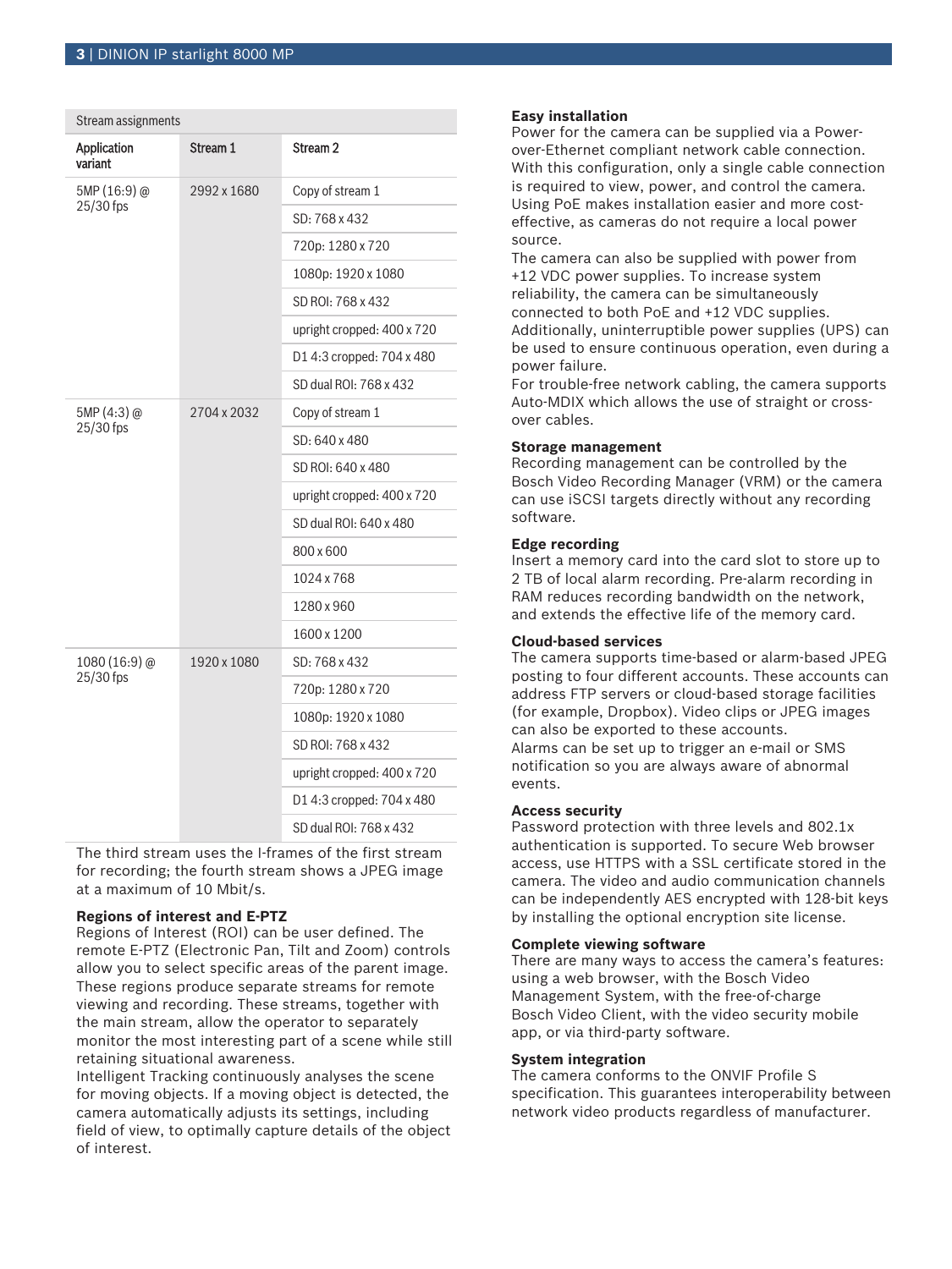Stream assignments

| Application variant | Stream 1 | Stream 2 |
|---|---|---|
| 5MP (16:9) @ 25/30 fps | 2992 x 1680 | Copy of stream 1 |
| | | SD: 768 x 432 |
| | | 720p: 1280 x 720 |
| | | 1080p: 1920 x 1080 |
| | | SD ROI: 768 x 432 |
| | | upright cropped: 400 x 720 |
| | | D1 4:3 cropped: 704 x 480 |
| | | SD dual ROI: 768 x 432 |
| 5MP (4:3) @ 25/30 fps | 2704 x 2032 | Copy of stream 1 |
| | | SD: 640 x 480 |
| | | SD ROI: 640 x 480 |
| | | upright cropped: 400 x 720 |
| | | SD dual ROI: 640 x 480 |
| | | 800 x 600 |
| | | 1024 x 768 |
| | | 1280 x 960 |
| | | 1600 x 1200 |
| 1080 (16:9) @ 25/30 fps | 1920 x 1080 | SD: 768 x 432 |
| | | 720p: 1280 x 720 |
| | | 1080p: 1920 x 1080 |
| | | SD ROI: 768 x 432 |
| | | upright cropped: 400 x 720 |
| | | D1 4:3 cropped: 704 x 480 |
| | | SD dual ROI: 768 x 432 |

The third stream uses the I-frames of the first stream for recording; the fourth stream shows a JPEG image at a maximum of 10 Mbit/s.

### Regions of interest and E-PTZ

Regions of Interest (ROI) can be user defined. The remote E-PTZ (Electronic Pan, Tilt and Zoom) controls allow you to select specific areas of the parent image. These regions produce separate streams for remote viewing and recording. These streams, together with the main stream, allow the operator to separately monitor the most interesting part of a scene while still retaining situational awareness.

Intelligent Tracking continuously analyses the scene for moving objects. If a moving object is detected, the camera automatically adjusts its settings, including field of view, to optimally capture details of the object of interest.

### Easy installation

Power for the camera can be supplied via a Power-over-Ethernet compliant network cable connection. With this configuration, only a single cable connection is required to view, power, and control the camera. Using PoE makes installation easier and more cost-effective, as cameras do not require a local power source.

The camera can also be supplied with power from +12 VDC power supplies. To increase system reliability, the camera can be simultaneously connected to both PoE and +12 VDC supplies. Additionally, uninterruptible power supplies (UPS) can be used to ensure continuous operation, even during a power failure.

For trouble-free network cabling, the camera supports Auto-MDIX which allows the use of straight or cross-over cables.

### Storage management

Recording management can be controlled by the Bosch Video Recording Manager (VRM) or the camera can use iSCSI targets directly without any recording software.

### Edge recording

Insert a memory card into the card slot to store up to 2 TB of local alarm recording. Pre-alarm recording in RAM reduces recording bandwidth on the network, and extends the effective life of the memory card.

### Cloud-based services

The camera supports time-based or alarm-based JPEG posting to four different accounts. These accounts can address FTP servers or cloud-based storage facilities (for example, Dropbox). Video clips or JPEG images can also be exported to these accounts.

Alarms can be set up to trigger an e-mail or SMS notification so you are always aware of abnormal events.

### Access security

Password protection with three levels and 802.1x authentication is supported. To secure Web browser access, use HTTPS with a SSL certificate stored in the camera. The video and audio communication channels can be independently AES encrypted with 128-bit keys by installing the optional encryption site license.

### Complete viewing software

There are many ways to access the camera's features: using a web browser, with the Bosch Video Management System, with the free-of-charge Bosch Video Client, with the video security mobile app, or via third-party software.

### System integration

The camera conforms to the ONVIF Profile S specification. This guarantees interoperability between network video products regardless of manufacturer.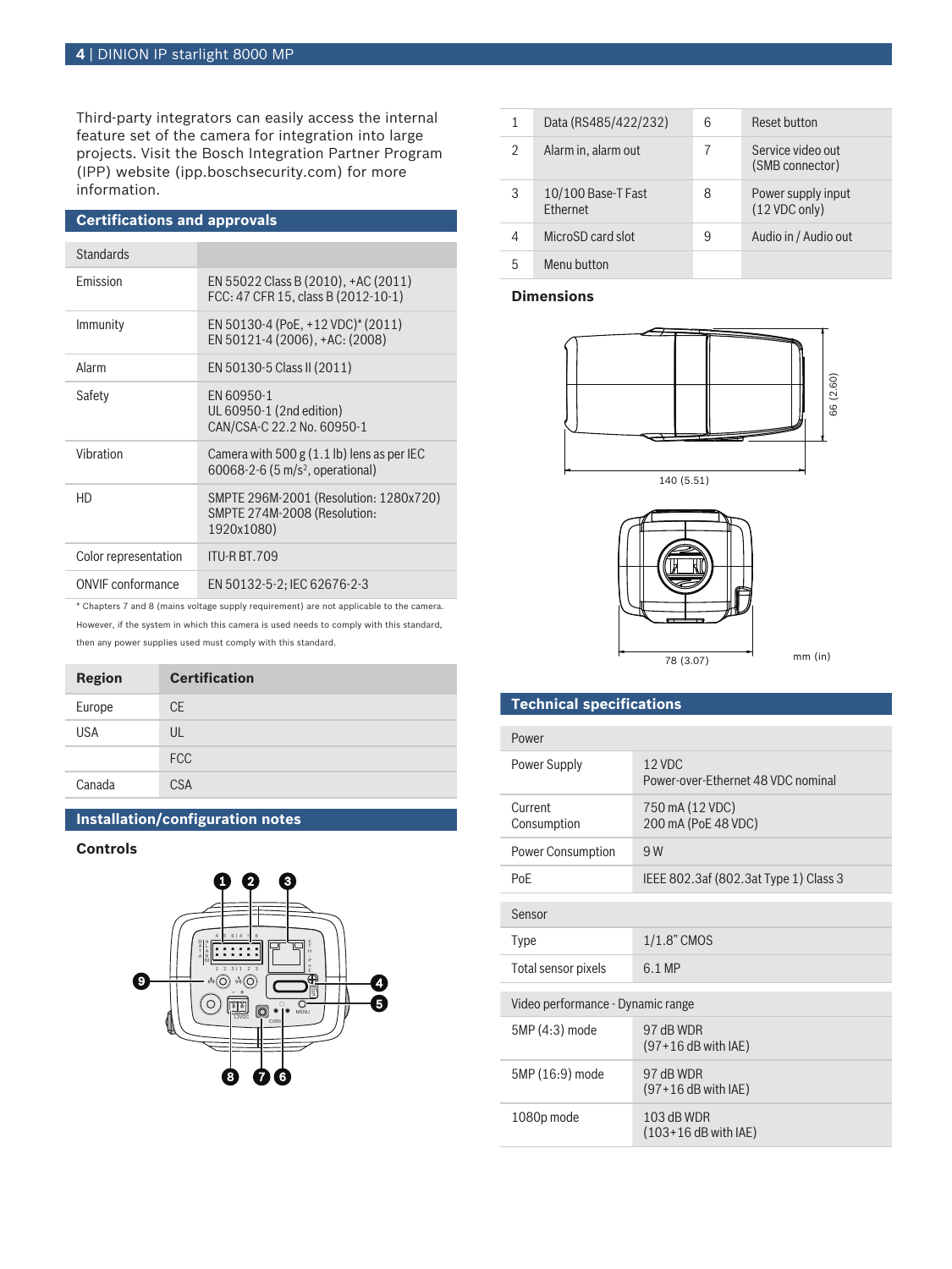Third-party integrators can easily access the internal feature set of the camera for integration into large projects. Visit the Bosch Integration Partner Program (IPP) website (ipp.boschsecurity.com) for more information.

## Certifications and approvals

| Standards | |
|---|---|
| Emission | EN 55022 Class B (2010), +AC (2011)<br>FCC: 47 CFR 15, class B (2012-10-1) |
| Immunity | EN 50130-4 (PoE, +12 VDC)* (2011)<br>EN 50121-4 (2006), +AC: (2008) |
| Alarm | EN 50130-5 Class II (2011) |
| Safety | EN 60950-1<br>UL 60950-1 (2nd edition)<br>CAN/CSA-C 22.2 No. 60950-1 |
| Vibration | Camera with 500 g (1.1 lb) lens as per IEC 60068-2-6 (5 m/s$^2$, operational) |
| HD | SMPTE 296M-2001 (Resolution: 1280x720)<br>SMPTE 274M-2008 (Resolution: 1920x1080) |
| Color representation | ITU-R BT.709 |
| ONVIF conformance | EN 50132-5-2; IEC 62676-2-3 |

* Chapters 7 and 8 (mains voltage supply requirement) are not applicable to the camera. However, if the system in which this camera is used needs to comply with this standard, then any power supplies used must comply with this standard.

| Region | Certification |
|---|---|
| Europe | CE |
| USA | UL |
| | FCC |
| Canada | CSA |

## Installation/configuration notes

### Controls

| | | | |
|---|---|---|---|
| 1 | Data (RS485/422/232) | 6 | Reset button |
| 2 | Alarm in, alarm out | 7 | Service video out (SMB connector) |
| 3 | 10/100 Base-T Fast Ethernet | 8 | Power supply input (12 VDC only) |
| 4 | MicroSD card slot | 9 | Audio in / Audio out |
| 5 | Menu button | | |

### Dimensions

140 (5.51)

66 (2.60)

78 (3.07)

mm (in)

## Technical specifications

| Power | |
|---|---|
| Power Supply | 12 VDC<br>Power-over-Ethernet 48 VDC nominal |
| Current Consumption | 750 mA (12 VDC)<br>200 mA (PoE 48 VDC) |
| Power Consumption | 9 W |
| PoE | IEEE 802.3af (802.3at Type 1) Class 3 |

| Sensor | |
|---|---|
| Type | 1/1.8" CMOS |
| Total sensor pixels | 6.1 MP |

| Video performance - Dynamic range | |
|---|---|
| 5MP (4:3) mode | 97 dB WDR<br>(97+16 dB with IAE) |
| 5MP (16:9) mode | 97 dB WDR<br>(97+16 dB with IAE) |
| 1080p mode | 103 dB WDR<br>(103+16 dB with IAE) |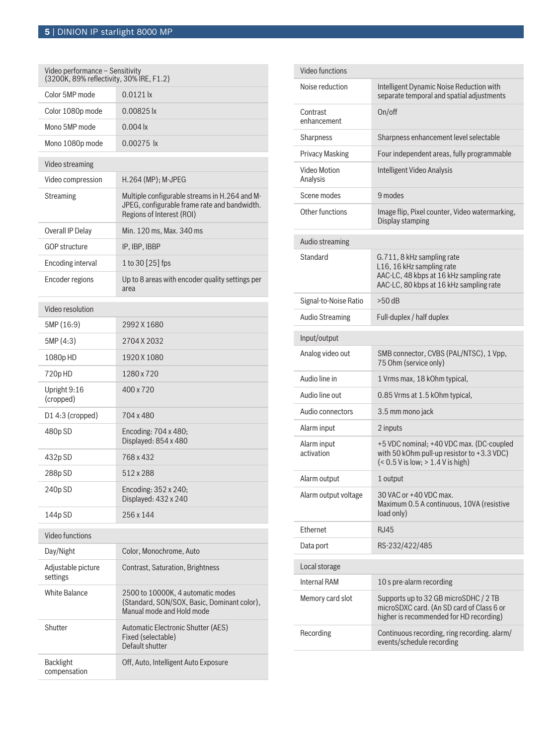| Video performance – Sensitivity (3200K, 89% reflectivity, 30% IRE, F1.2) | |
|---|---|
| Color 5MP mode | 0.0121 lx |
| Color 1080p mode | 0.00825 lx |
| Mono 5MP mode | 0.004 lx |
| Mono 1080p mode | 0.00275 lx |

| Video streaming | |
|---|---|
| Video compression | H.264 (MP); M-JPEG |
| Streaming | Multiple configurable streams in H.264 and M-JPEG, configurable frame rate and bandwidth. Regions of Interest (ROI) |
| Overall IP Delay | Min. 120 ms, Max. 340 ms |
| GOP structure | IP, IBP, IBBP |
| Encoding interval | 1 to 30 [25] fps |
| Encoder regions | Up to 8 areas with encoder quality settings per area |

| Video resolution | |
|---|---|
| 5MP (16:9) | 2992 X 1680 |
| 5MP (4:3) | 2704 X 2032 |
| 1080p HD | 1920 X 1080 |
| 720p HD | 1280 x 720 |
| Upright 9:16 (cropped) | 400 x 720 |
| D1 4:3 (cropped) | 704 x 480 |
| 480p SD | Encoding: 704 x 480; Displayed: 854 x 480 |
| 432p SD | 768 x 432 |
| 288p SD | 512 x 288 |
| 240p SD | Encoding: 352 x 240; Displayed: 432 x 240 |
| 144p SD | 256 x 144 |

| Video functions | |
|---|---|
| Day/Night | Color, Monochrome, Auto |
| Adjustable picture settings | Contrast, Saturation, Brightness |
| White Balance | 2500 to 10000K, 4 automatic modes (Standard, SON/SOX, Basic, Dominant color), Manual mode and Hold mode |
| Shutter | Automatic Electronic Shutter (AES)<br>Fixed (selectable)<br>Default shutter |
| Backlight compensation | Off, Auto, Intelligent Auto Exposure |

| Video functions | |
|---|---|
| Noise reduction | Intelligent Dynamic Noise Reduction with separate temporal and spatial adjustments |
| Contrast enhancement | On/off |
| Sharpness | Sharpness enhancement level selectable |
| Privacy Masking | Four independent areas, fully programmable |
| Video Motion Analysis | Intelligent Video Analysis |
| Scene modes | 9 modes |
| Other functions | Image flip, Pixel counter, Video watermarking, Display stamping |

| Audio streaming | |
|---|---|
| Standard | G.711, 8 kHz sampling rate<br>L16, 16 kHz sampling rate<br>AAC-LC, 48 kbps at 16 kHz sampling rate<br>AAC-LC, 80 kbps at 16 kHz sampling rate |
| Signal-to-Noise Ratio | >50 dB |
| Audio Streaming | Full-duplex / half duplex |

| Input/output | |
|---|---|
| Analog video out | SMB connector, CVBS (PAL/NTSC), 1 Vpp, 75 Ohm (service only) |
| Audio line in | 1 Vrms max, 18 kOhm typical, |
| Audio line out | 0.85 Vrms at 1.5 kOhm typical, |
| Audio connectors | 3.5 mm mono jack |
| Alarm input | 2 inputs |
| Alarm input activation | +5 VDC nominal; +40 VDC max. (DC-coupled with 50 kOhm pull-up resistor to +3.3 VDC) (< 0.5 V is low; > 1.4 V is high) |
| Alarm output | 1 output |
| Alarm output voltage | 30 VAC or +40 VDC max. Maximum 0.5 A continuous, 10VA (resistive load only) |
| Ethernet | RJ45 |
| Data port | RS-232/422/485 |

| Local storage | |
|---|---|
| Internal RAM | 10 s pre-alarm recording |
| Memory card slot | Supports up to 32 GB microSDHC / 2 TB microSDXC card. (An SD card of Class 6 or higher is recommended for HD recording) |
| Recording | Continuous recording, ring recording. alarm/events/schedule recording |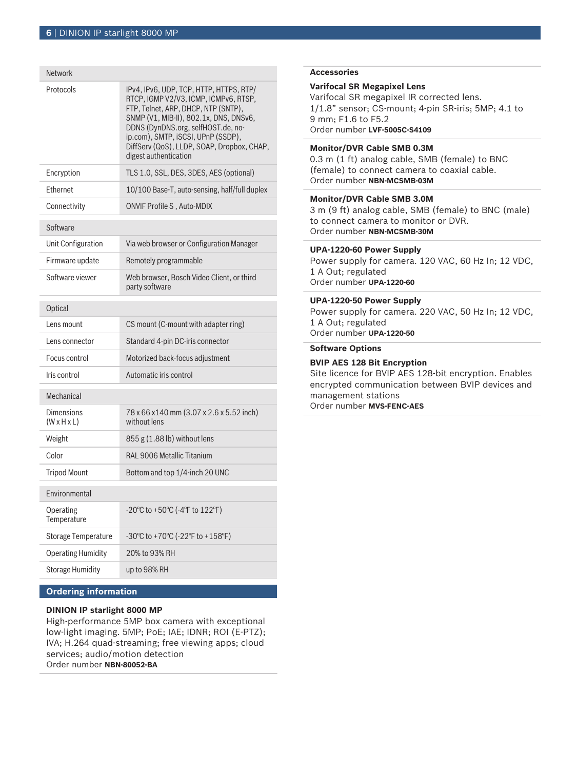| Network | |
|---|---|
| Protocols | IPv4, IPv6, UDP, TCP, HTTP, HTTPS, RTP/RTCP, IGMP V2/V3, ICMP, ICMPv6, RTSP, FTP, Telnet, ARP, DHCP, NTP (SNTP), SNMP (V1, MIB-II), 802.1x, DNS, DNSv6, DDNS (DynDNS.org, selfHOST.de, no-ip.com), SMTP, iSCSI, UPnP (SSDP), DiffServ (QoS), LLDP, SOAP, Dropbox, CHAP, digest authentication |
| Encryption | TLS 1.0, SSL, DES, 3DES, AES (optional) |
| Ethernet | 10/100 Base-T, auto-sensing, half/full duplex |
| Connectivity | ONVIF Profile S , Auto-MDIX |

| Software | |
|---|---|
| Unit Configuration | Via web browser or Configuration Manager |
| Firmware update | Remotely programmable |
| Software viewer | Web browser, Bosch Video Client, or third party software |

| Optical | |
|---|---|
| Lens mount | CS mount (C-mount with adapter ring) |
| Lens connector | Standard 4-pin DC-iris connector |
| Focus control | Motorized back-focus adjustment |
| Iris control | Automatic iris control |

| Mechanical | |
|---|---|
| Dimensions (W x H x L) | 78 x 66 x140 mm (3.07 x 2.6 x 5.52 inch) without lens |
| Weight | 855 g (1.88 lb) without lens |
| Color | RAL 9006 Metallic Titanium |
| Tripod Mount | Bottom and top 1/4-inch 20 UNC |

| Environmental | |
|---|---|
| Operating Temperature | -20°C to +50°C (-4°F to 122°F) |
| Storage Temperature | -30°C to +70°C (-22°F to +158°F) |
| Operating Humidity | 20% to 93% RH |
| Storage Humidity | up to 98% RH |

## Ordering information

**DINION IP starlight 8000 MP**
High-performance 5MP box camera with exceptional low-light imaging. 5MP; PoE; IAE; IDNR; ROI (E-PTZ); IVA; H.264 quad-streaming; free viewing apps; cloud services; audio/motion detection
Order number **NBN-80052-BA**

### Accessories

**Varifocal SR Megapixel Lens**
Varifocal SR megapixel IR corrected lens. 1/1.8" sensor; CS-mount; 4-pin SR-iris; 5MP; 4.1 to 9 mm; F1.6 to F5.2
Order number **LVF-5005C-S4109**

**Monitor/DVR Cable SMB 0.3M**
0.3 m (1 ft) analog cable, SMB (female) to BNC (female) to connect camera to coaxial cable.
Order number **NBN-MCSMB-03M**

**Monitor/DVR Cable SMB 3.0M**
3 m (9 ft) analog cable, SMB (female) to BNC (male) to connect camera to monitor or DVR.
Order number **NBN-MCSMB-30M**

**UPA-1220-60 Power Supply**
Power supply for camera. 120 VAC, 60 Hz In; 12 VDC, 1 A Out; regulated
Order number **UPA-1220-60**

**UPA-1220-50 Power Supply**
Power supply for camera. 220 VAC, 50 Hz In; 12 VDC, 1 A Out; regulated
Order number **UPA-1220-50**

### Software Options

**BVIP AES 128 Bit Encryption**
Site licence for BVIP AES 128-bit encryption. Enables encrypted communication between BVIP devices and management stations
Order number **MVS-FENC-AES**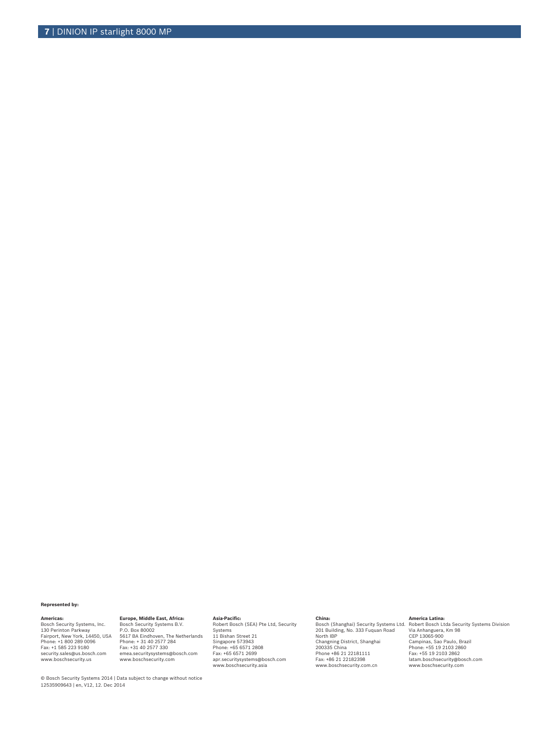**Represented by:**

**Americas:**
Bosch Security Systems, Inc.
130 Perinton Parkway
Fairport, New York, 14450, USA
Phone: +1 800 289 0096
Fax: +1 585 223 9180
security.sales@us.bosch.com
www.boschsecurity.us

**Europe, Middle East, Africa:**
Bosch Security Systems B.V.
P.O. Box 80002
5617 BA Eindhoven, The Netherlands
Phone: + 31 40 2577 284
Fax: +31 40 2577 330
emea.securitysystems@bosch.com
www.boschsecurity.com

**Asia-Pacific:**
Robert Bosch (SEA) Pte Ltd, Security Systems
11 Bishan Street 21
Singapore 573943
Phone: +65 6571 2808
Fax: +65 6571 2699
apr.securitysystems@bosch.com
www.boschsecurity.asia

**China:**
Bosch (Shanghai) Security Systems Ltd.
201 Building, No. 333 Fuquan Road
North IBP
Changning District, Shanghai
200335 China
Phone +86 21 22181111
Fax: +86 21 22182398
www.boschsecurity.com.cn

**America Latina:**
Robert Bosch Ltda Security Systems Division
Via Anhanguera, Km 98
CEP 13065-900
Campinas, Sao Paulo, Brazil
Phone: +55 19 2103 2860
Fax: +55 19 2103 2862
latam.boschsecurity@bosch.com
www.boschsecurity.com

© Bosch Security Systems 2014 | Data subject to change without notice
12535909643 | en, V12, 12. Dec 2014